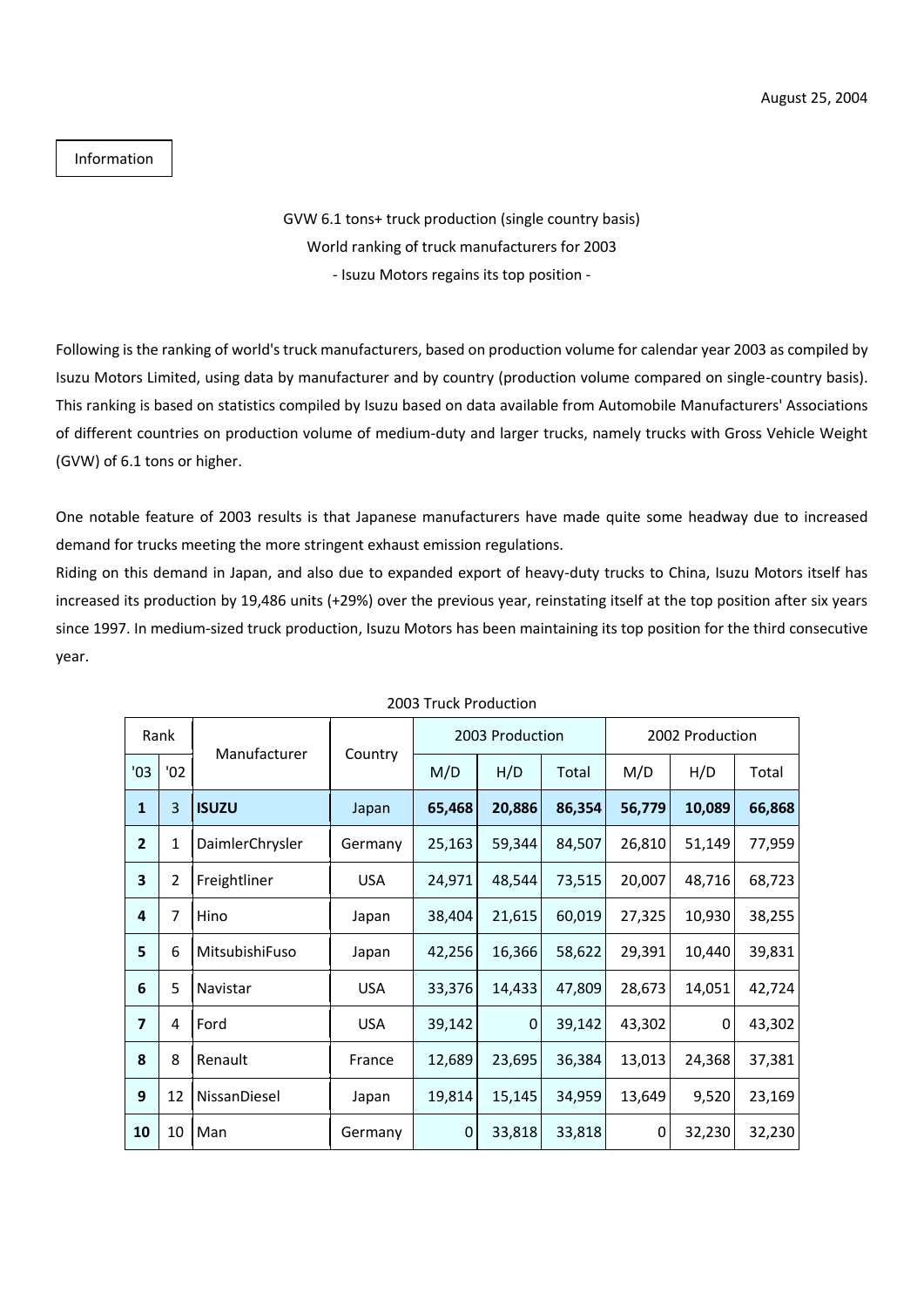August 25, 2004

Information

GVW 6.1 tons+ truck production (single country basis)

World ranking of truck manufacturers for 2003

- Isuzu Motors regains its top position -

Following is the ranking of world's truck manufacturers, based on production volume for calendar year 2003 as compiled by Isuzu Motors Limited, using data by manufacturer and by country (production volume compared on single-country basis). This ranking is based on statistics compiled by Isuzu based on data available from Automobile Manufacturers' Associations of different countries on production volume of medium-duty and larger trucks, namely trucks with Gross Vehicle Weight (GVW) of 6.1 tons or higher.

One notable feature of 2003 results is that Japanese manufacturers have made quite some headway due to increased demand for trucks meeting the more stringent exhaust emission regulations.

Riding on this demand in Japan, and also due to expanded export of heavy-duty trucks to China, Isuzu Motors itself has increased its production by 19,486 units (+29%) over the previous year, reinstating itself at the top position after six years since 1997. In medium-sized truck production, Isuzu Motors has been maintaining its top position for the third consecutive year.

2003 Truck Production

| Rank | | Manufacturer | Country | 2003 Production | | | 2002 Production | | |
|---|---|---|---|---|---|---|---|---|---|
| '03 | '02 | | | M/D | H/D | Total | M/D | H/D | Total |
| **1** | 3 | **ISUZU** | Japan | **65,468** | **20,886** | **86,354** | **56,779** | **10,089** | **66,868** |
| **2** | 1 | DaimlerChrysler | Germany | 25,163 | 59,344 | 84,507 | 26,810 | 51,149 | 77,959 |
| **3** | 2 | Freightliner | USA | 24,971 | 48,544 | 73,515 | 20,007 | 48,716 | 68,723 |
| **4** | 7 | Hino | Japan | 38,404 | 21,615 | 60,019 | 27,325 | 10,930 | 38,255 |
| **5** | 6 | MitsubishiFuso | Japan | 42,256 | 16,366 | 58,622 | 29,391 | 10,440 | 39,831 |
| **6** | 5 | Navistar | USA | 33,376 | 14,433 | 47,809 | 28,673 | 14,051 | 42,724 |
| **7** | 4 | Ford | USA | 39,142 | 0 | 39,142 | 43,302 | 0 | 43,302 |
| **8** | 8 | Renault | France | 12,689 | 23,695 | 36,384 | 13,013 | 24,368 | 37,381 |
| **9** | 12 | NissanDiesel | Japan | 19,814 | 15,145 | 34,959 | 13,649 | 9,520 | 23,169 |
| **10** | 10 | Man | Germany | 0 | 33,818 | 33,818 | 0 | 32,230 | 32,230 |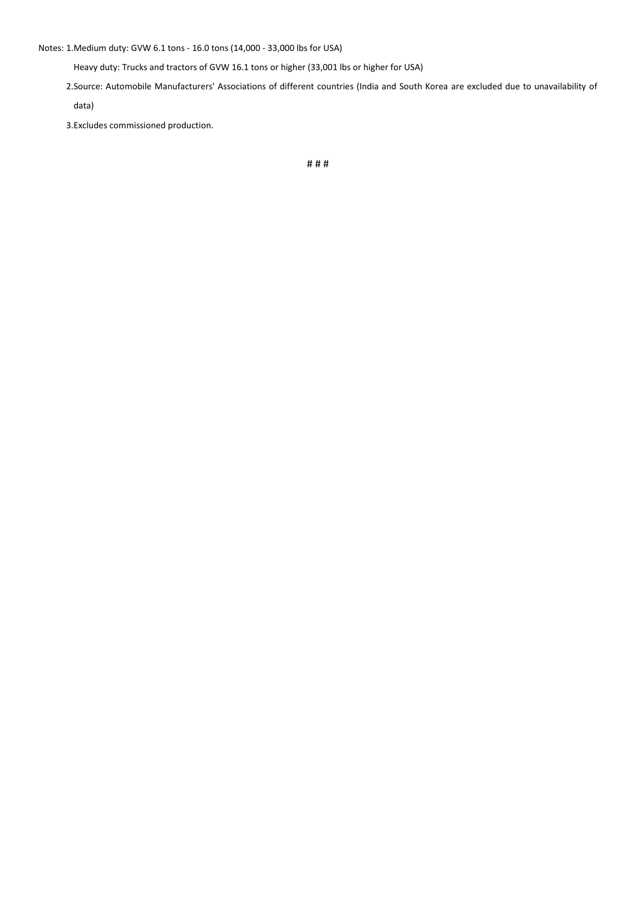Notes: 1.Medium duty: GVW 6.1 tons - 16.0 tons (14,000 - 33,000 lbs for USA)

Heavy duty: Trucks and tractors of GVW 16.1 tons or higher (33,001 lbs or higher for USA)

2.Source: Automobile Manufacturers' Associations of different countries (India and South Korea are excluded due to unavailability of data)

3.Excludes commissioned production.

# # #